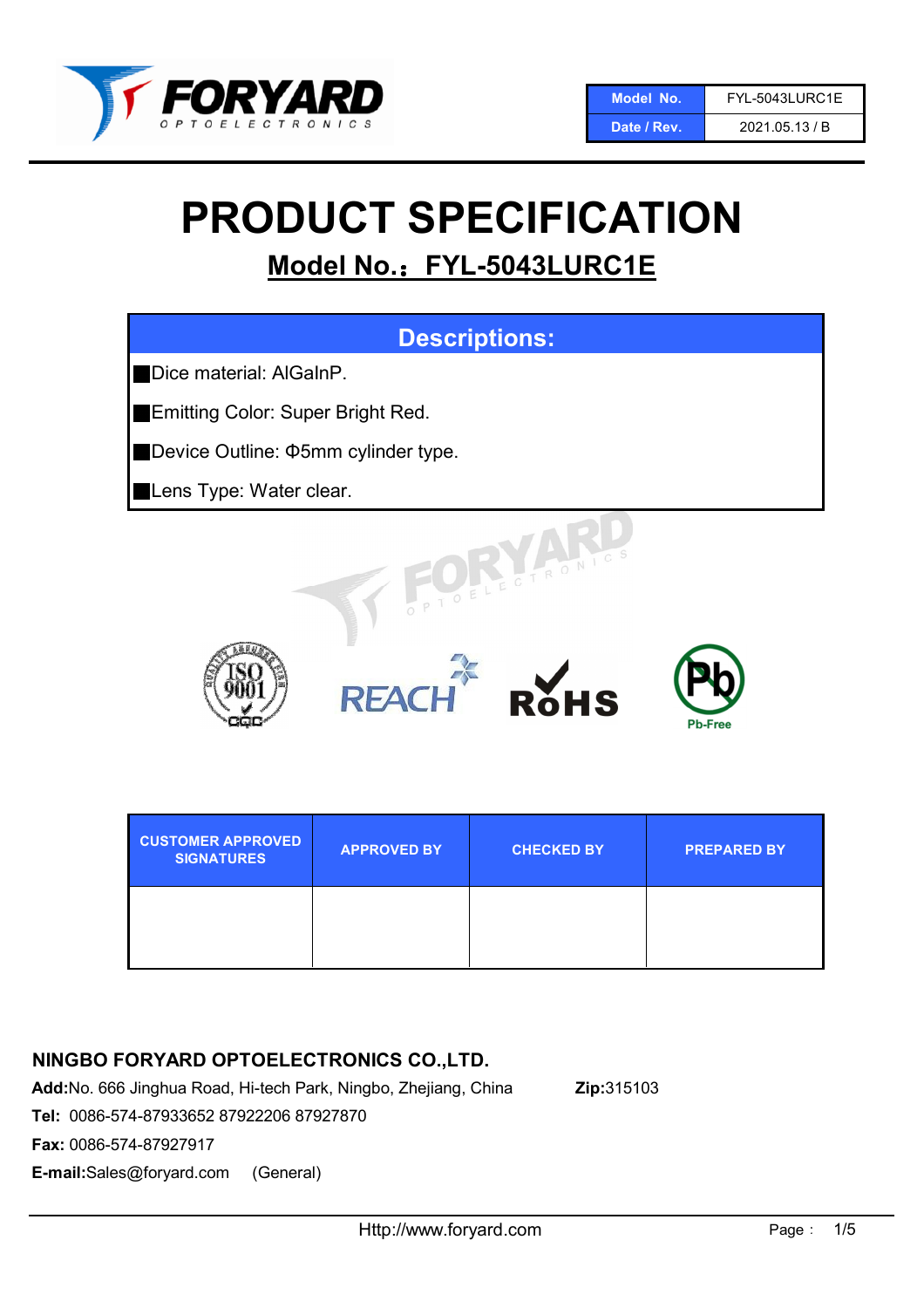| Model No. | FYL-5043LURC1E |
| --- | --- |
| Date / Rev. | 2021.05.13 / B |

# PRODUCT SPECIFICATION

## Model No.：FYL-5043LURC1E

| Descriptions: |
| --- |
| ■Dice material: AlGaInP. |
| ■Emitting Color: Super Bright Red. |
| ■Device Outline: Φ5mm cylinder type. |
| ■Lens Type: Water clear. |

| CUSTOMER APPROVED SIGNATURES | APPROVED BY | CHECKED BY | PREPARED BY |
| --- | --- | --- | --- |
| | | | |

**NINGBO FORYARD OPTOELECTRONICS CO.,LTD.**

**Add:**No. 666 Jinghua Road, Hi-tech Park, Ningbo, Zhejiang, China **Zip:**315103

**Tel:** 0086-574-87933652 87922206 87927870

**Fax:** 0086-574-87927917

**E-mail:**Sales@foryard.com (General)

Http://www.foryard.com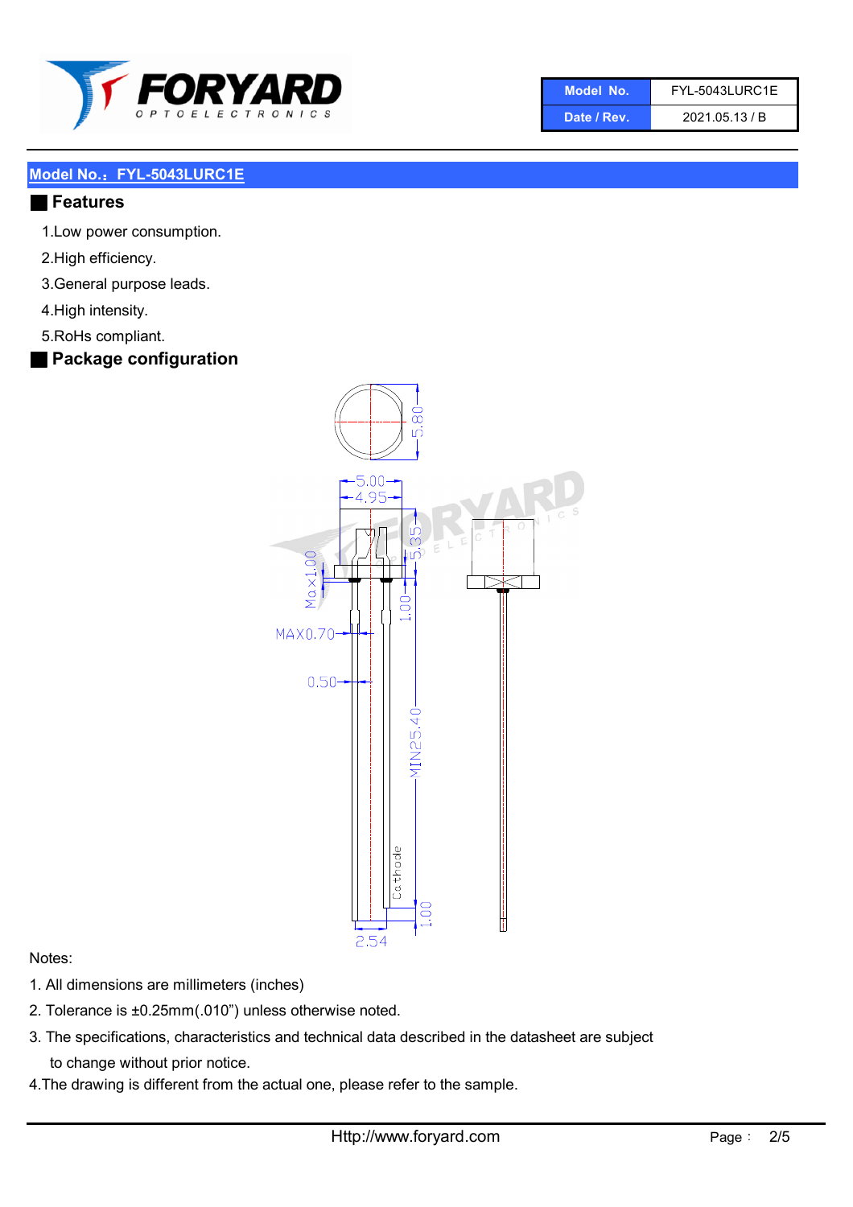## Model No.：FYL-5043LURC1E

### Features

1.Low power consumption.

2.High efficiency.

3.General purpose leads.

4.High intensity.

5.RoHS compliant.

### Package configuration

Notes:

1. All dimensions are millimeters (inches)
2. Tolerance is ±0.25mm(.010") unless otherwise noted.
3. The specifications, characteristics and technical data described in the datasheet are subject to change without prior notice.
4. The drawing is different from the actual one, please refer to the sample.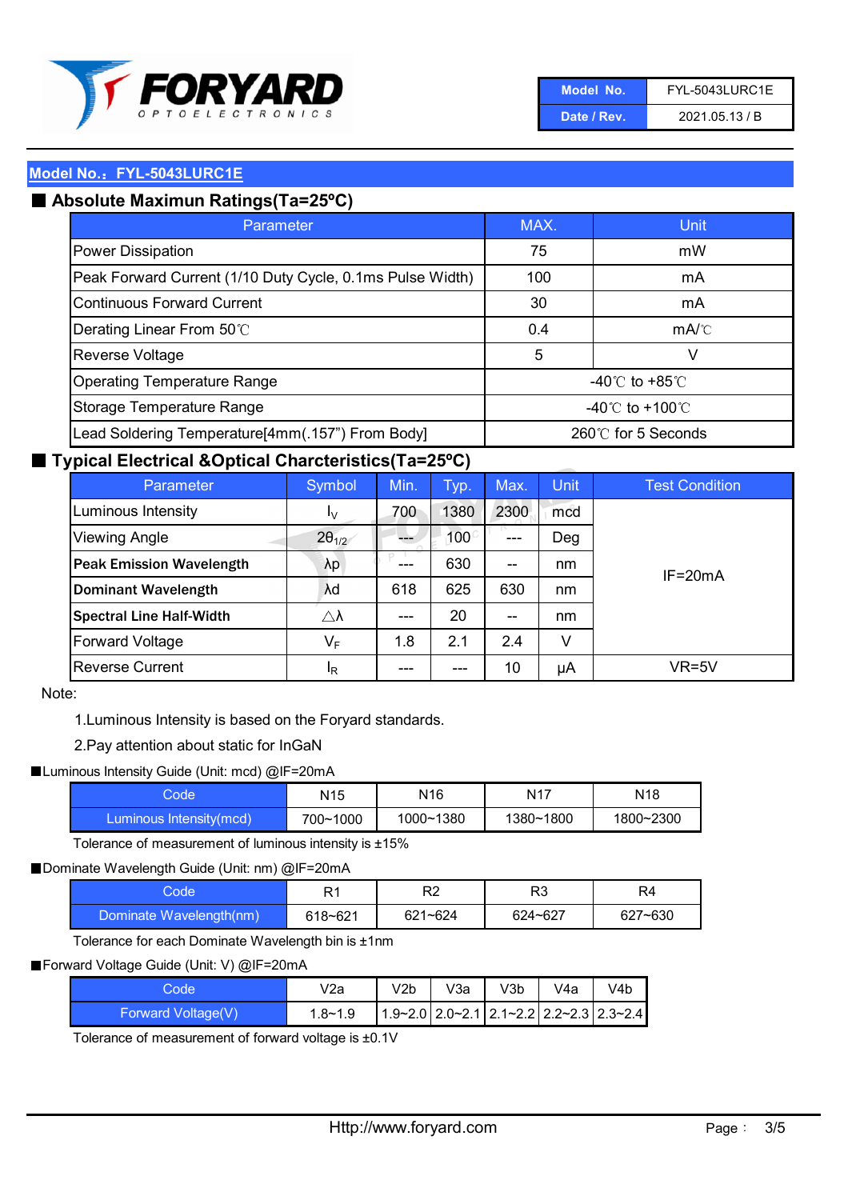| Model No. | FYL-5043LURC1E |
| --- | --- |
| Date / Rev. | 2021.05.13 / B |

## Model No.：FYL-5043LURC1E

### ■ Absolute Maximun Ratings(Ta=25ºC)

| Parameter | MAX. | Unit |
| --- | --- | --- |
| Power Dissipation | 75 | mW |
| Peak Forward Current (1/10 Duty Cycle, 0.1ms Pulse Width) | 100 | mA |
| Continuous Forward Current | 30 | mA |
| Derating Linear From 50℃ | 0.4 | mA/℃ |
| Reverse Voltage | 5 | V |
| Operating Temperature Range | -40℃ to +85℃ | |
| Storage Temperature Range | -40℃ to +100℃ | |
| Lead Soldering Temperature[4mm(.157") From Body] | 260℃ for 5 Seconds | |

### ■ Typical Electrical &Optical Charcteristics(Ta=25ºC)

| Parameter | Symbol | Min. | Typ. | Max. | Unit | Test Condition |
| --- | --- | --- | --- | --- | --- | --- |
| Luminous Intensity | $I_V$ | 700 | 1380 | 2300 | mcd | IF=20mA |
| Viewing Angle | $2\theta_{1/2}$ | --- | 100 | --- | Deg | |
| **Peak Emission Wavelength** | λp | --- | 630 | -- | nm | |
| **Dominant Wavelength** | λd | 618 | 625 | 630 | nm | |
| **Spectral Line Half-Width** | △λ | --- | 20 | -- | nm | |
| Forward Voltage | $V_F$ | 1.8 | 2.1 | 2.4 | V | |
| Reverse Current | $I_R$ | --- | --- | 10 | μA | VR=5V |

Note:

1.Luminous Intensity is based on the Foryard standards.

2.Pay attention about static for InGaN

■Luminous Intensity Guide (Unit: mcd) @IF=20mA

| Code | N15 | N16 | N17 | N18 |
| --- | --- | --- | --- | --- |
| Luminous Intensity(mcd) | 700~1000 | 1000~1380 | 1380~1800 | 1800~2300 |

Tolerance of measurement of luminous intensity is ±15%

■Dominate Wavelength Guide (Unit: nm) @IF=20mA

| Code | R1 | R2 | R3 | R4 |
| --- | --- | --- | --- | --- |
| Dominate Wavelength(nm) | 618~621 | 621~624 | 624~627 | 627~630 |

Tolerance for each Dominate Wavelength bin is ±1nm

■Forward Voltage Guide (Unit: V) @IF=20mA

| Code | V2a | V2b | V3a | V3b | V4a | V4b |
| --- | --- | --- | --- | --- | --- | --- |
| Forward Voltage(V) | 1.8~1.9 | 1.9~2.0 | 2.0~2.1 | 2.1~2.2 | 2.2~2.3 | 2.3~2.4 |

Tolerance of measurement of forward voltage is ±0.1V

Http://www.foryard.com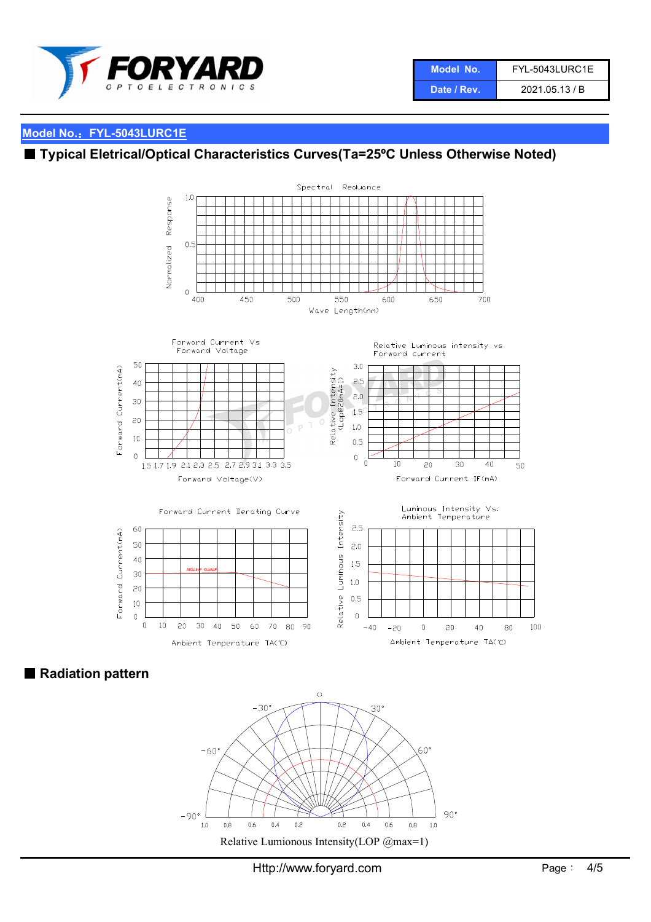| Model No. | FYL-5043LURC1E |
| --- | --- |
| Date / Rev. | 2021.05.13 / B |

## Model No.：FYL-5043LURC1E

## ■ Typical Eletrical/Optical Characteristics Curves(Ta=25ºC Unless Otherwise Noted)

Spectral Reduance

Normalized Response

Wave Length(nm)

Forward Current Vs Forward Voltage

Forward Current(mA)

Forward Voltage(V)

Relative Luminous intensity vs Forward current

Relative Intensity (Lop@20mA=1)

Forward Current IF(mA)

Forward Current Derating Curve

Forward Current(mA)

AlGaInP GaAsP

Ambient Temperature TA(℃)

Luminous Intensity Vs. Ambient Temperature

Relative Luminous Intensity

Ambient Temperature TA(℃)

## ■ Radiation pattern

Relative Lumionous Intensity(LOP @max=1)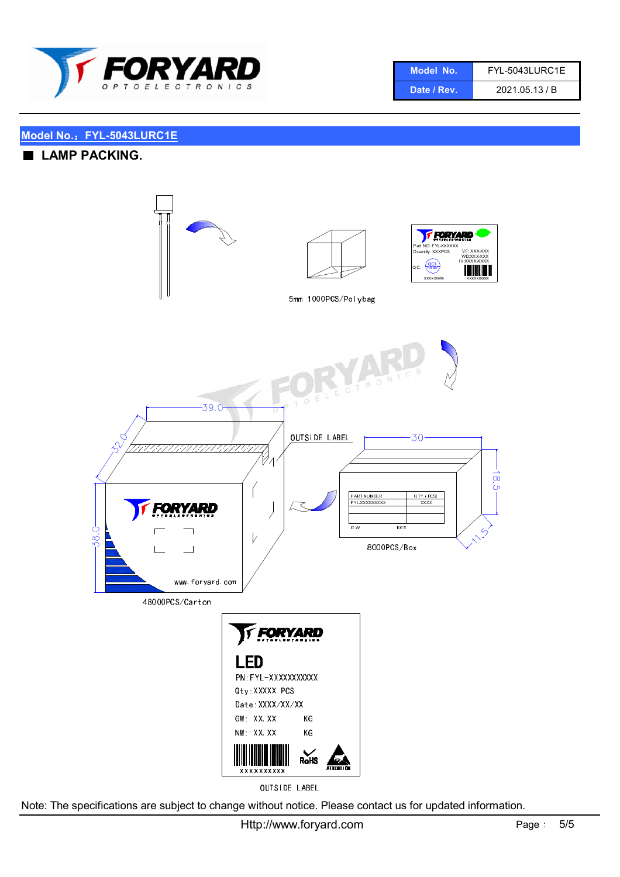| Model No. | FYL-5043LURC1E |
| --- | --- |
| Date / Rev. | 2021.05.13 / B |

## Model No.：FYL-5043LURC1E

### LAMP PACKING.

5mm 1000PCS/Polybag

8000PCS/Box

48000PCS/Carton

OUTSIDE LABEL

LED
PN:FYL-XXXXXXXXXX
Qty:XXXXX PCS
Date:XXXX/XX/XX
GW: XX.XX KG
NW: XX.XX KG

OUTSIDE LABEL

Note: The specifications are subject to change without notice. Please contact us for updated information.

Http://www.foryard.com